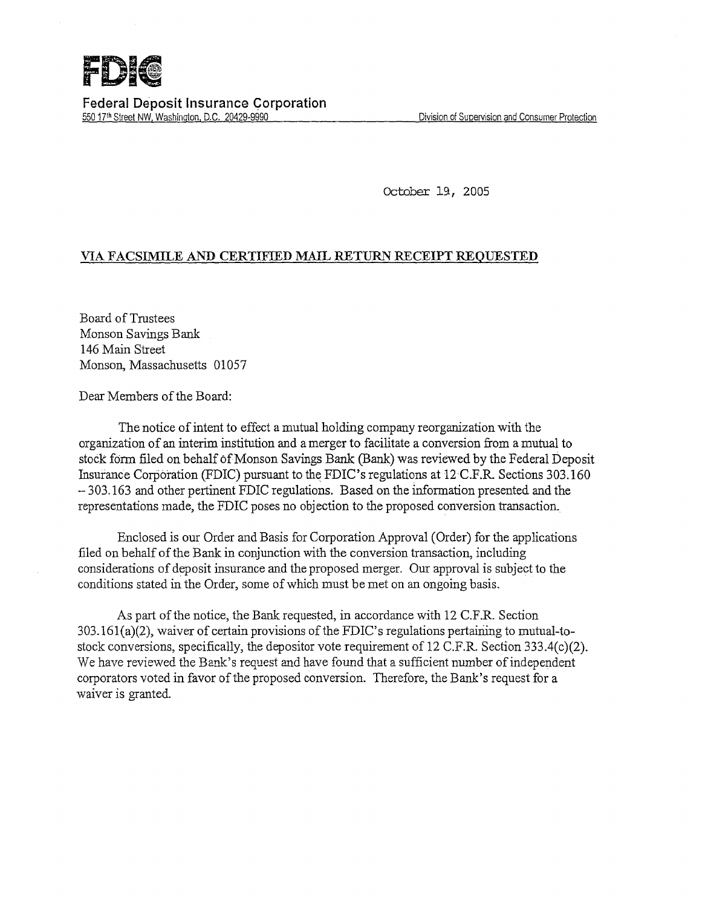FDIC

Federal Deposit Insurance Corporation
550 17th Street NW, Washington, D.C. 20429-9990 Division of Supervision and Consumer Protection

October 19, 2005

**VIA FACSIMILE AND CERTIFIED MAIL RETURN RECEIPT REQUESTED**

Board of Trustees
Monson Savings Bank
146 Main Street
Monson, Massachusetts 01057

Dear Members of the Board:

The notice of intent to effect a mutual holding company reorganization with the organization of an interim institution and a merger to facilitate a conversion from a mutual to stock form filed on behalf of Monson Savings Bank (Bank) was reviewed by the Federal Deposit Insurance Corporation (FDIC) pursuant to the FDIC's regulations at 12 C.F.R. Sections 303.160 – 303.163 and other pertinent FDIC regulations. Based on the information presented and the representations made, the FDIC poses no objection to the proposed conversion transaction.

Enclosed is our Order and Basis for Corporation Approval (Order) for the applications filed on behalf of the Bank in conjunction with the conversion transaction, including considerations of deposit insurance and the proposed merger. Our approval is subject to the conditions stated in the Order, some of which must be met on an ongoing basis.

As part of the notice, the Bank requested, in accordance with 12 C.F.R. Section 303.161(a)(2), waiver of certain provisions of the FDIC's regulations pertaining to mutual-to-stock conversions, specifically, the depositor vote requirement of 12 C.F.R. Section 333.4(c)(2). We have reviewed the Bank's request and have found that a sufficient number of independent corporators voted in favor of the proposed conversion. Therefore, the Bank's request for a waiver is granted.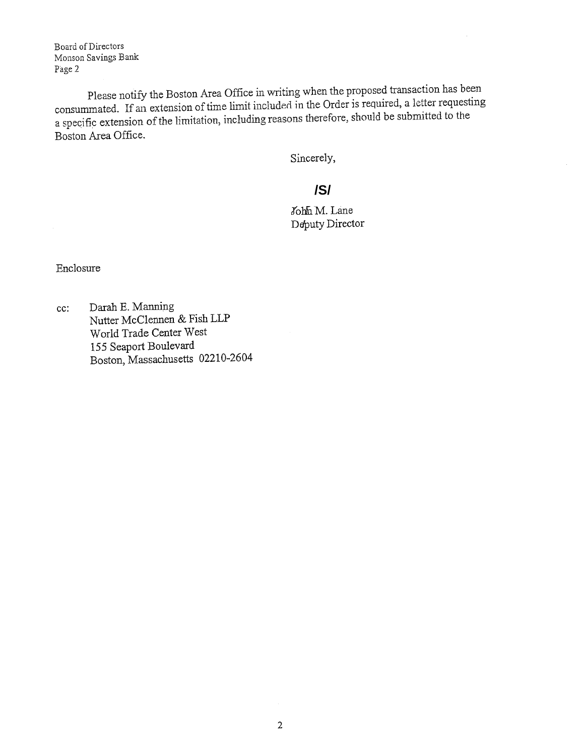Board of Directors
Monson Savings Bank
Page 2

Please notify the Boston Area Office in writing when the proposed transaction has been consummated. If an extension of time limit included in the Order is required, a letter requesting a specific extension of the limitation, including reasons therefore, should be submitted to the Boston Area Office.

Sincerely,

**/S/**

John M. Lane
Deputy Director

Enclosure

cc: Darah E. Manning
Nutter McClennen & Fish LLP
World Trade Center West
155 Seaport Boulevard
Boston, Massachusetts 02210-2604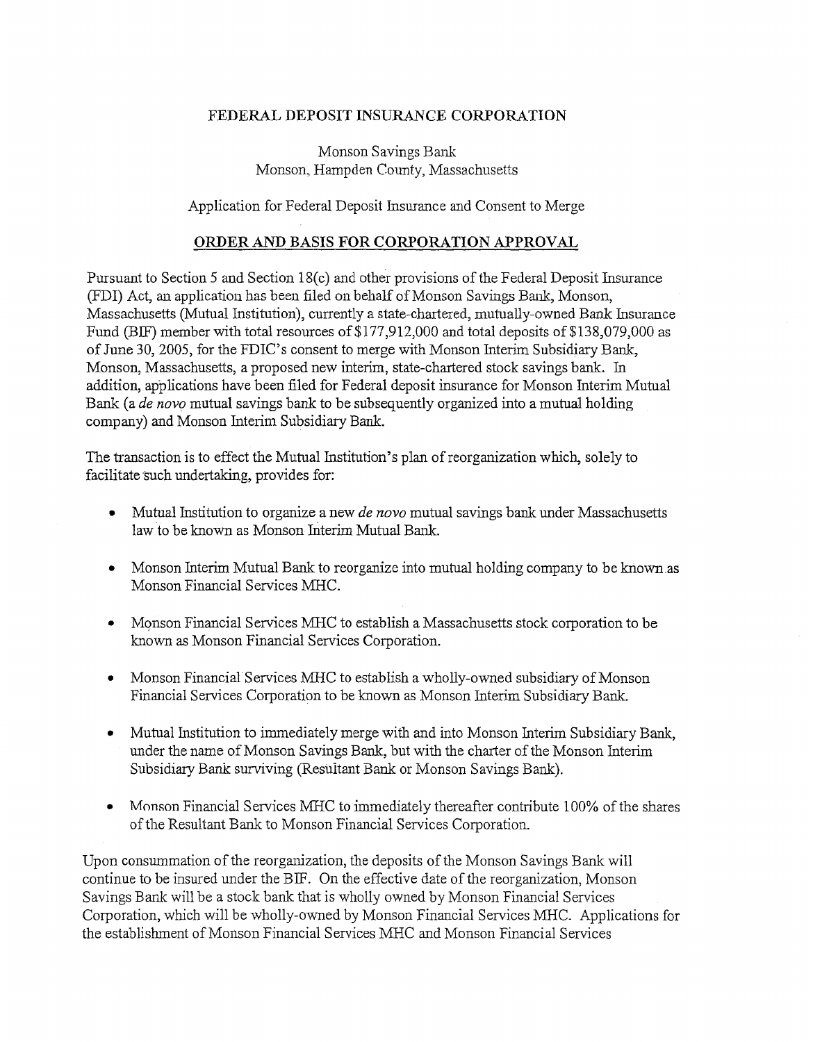**FEDERAL DEPOSIT INSURANCE CORPORATION**

Monson Savings Bank
Monson, Hampden County, Massachusetts

Application for Federal Deposit Insurance and Consent to Merge

**ORDER AND BASIS FOR CORPORATION APPROVAL**

Pursuant to Section 5 and Section 18(c) and other provisions of the Federal Deposit Insurance (FDI) Act, an application has been filed on behalf of Monson Savings Bank, Monson, Massachusetts (Mutual Institution), currently a state-chartered, mutually-owned Bank Insurance Fund (BIF) member with total resources of $177,912,000 and total deposits of $138,079,000 as of June 30, 2005, for the FDIC's consent to merge with Monson Interim Subsidiary Bank, Monson, Massachusetts, a proposed new interim, state-chartered stock savings bank. In addition, applications have been filed for Federal deposit insurance for Monson Interim Mutual Bank (a *de novo* mutual savings bank to be subsequently organized into a mutual holding company) and Monson Interim Subsidiary Bank.

The transaction is to effect the Mutual Institution's plan of reorganization which, solely to facilitate such undertaking, provides for:

- Mutual Institution to organize a new *de novo* mutual savings bank under Massachusetts law to be known as Monson Interim Mutual Bank.
- Monson Interim Mutual Bank to reorganize into mutual holding company to be known as Monson Financial Services MHC.
- Monson Financial Services MHC to establish a Massachusetts stock corporation to be known as Monson Financial Services Corporation.
- Monson Financial Services MHC to establish a wholly-owned subsidiary of Monson Financial Services Corporation to be known as Monson Interim Subsidiary Bank.
- Mutual Institution to immediately merge with and into Monson Interim Subsidiary Bank, under the name of Monson Savings Bank, but with the charter of the Monson Interim Subsidiary Bank surviving (Resultant Bank or Monson Savings Bank).
- Monson Financial Services MHC to immediately thereafter contribute 100% of the shares of the Resultant Bank to Monson Financial Services Corporation.

Upon consummation of the reorganization, the deposits of the Monson Savings Bank will continue to be insured under the BIF. On the effective date of the reorganization, Monson Savings Bank will be a stock bank that is wholly owned by Monson Financial Services Corporation, which will be wholly-owned by Monson Financial Services MHC. Applications for the establishment of Monson Financial Services MHC and Monson Financial Services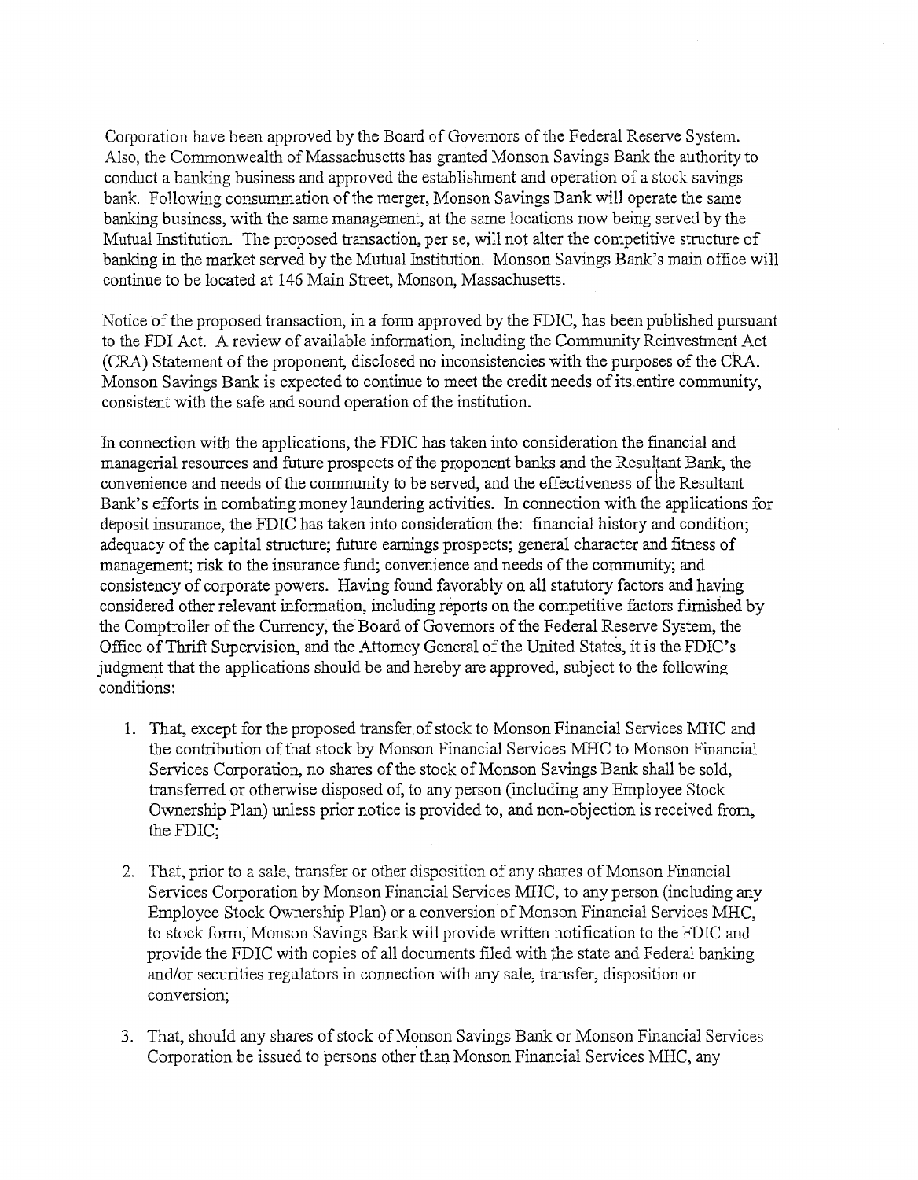Corporation have been approved by the Board of Governors of the Federal Reserve System. Also, the Commonwealth of Massachusetts has granted Monson Savings Bank the authority to conduct a banking business and approved the establishment and operation of a stock savings bank. Following consummation of the merger, Monson Savings Bank will operate the same banking business, with the same management, at the same locations now being served by the Mutual Institution. The proposed transaction, per se, will not alter the competitive structure of banking in the market served by the Mutual Institution. Monson Savings Bank's main office will continue to be located at 146 Main Street, Monson, Massachusetts.

Notice of the proposed transaction, in a form approved by the FDIC, has been published pursuant to the FDI Act. A review of available information, including the Community Reinvestment Act (CRA) Statement of the proponent, disclosed no inconsistencies with the purposes of the CRA. Monson Savings Bank is expected to continue to meet the credit needs of its entire community, consistent with the safe and sound operation of the institution.

In connection with the applications, the FDIC has taken into consideration the financial and managerial resources and future prospects of the proponent banks and the Resultant Bank, the convenience and needs of the community to be served, and the effectiveness of the Resultant Bank's efforts in combating money laundering activities. In connection with the applications for deposit insurance, the FDIC has taken into consideration the: financial history and condition; adequacy of the capital structure; future earnings prospects; general character and fitness of management; risk to the insurance fund; convenience and needs of the community; and consistency of corporate powers. Having found favorably on all statutory factors and having considered other relevant information, including reports on the competitive factors furnished by the Comptroller of the Currency, the Board of Governors of the Federal Reserve System, the Office of Thrift Supervision, and the Attorney General of the United States, it is the FDIC's judgment that the applications should be and hereby are approved, subject to the following conditions:

1. That, except for the proposed transfer of stock to Monson Financial Services MHC and the contribution of that stock by Monson Financial Services MHC to Monson Financial Services Corporation, no shares of the stock of Monson Savings Bank shall be sold, transferred or otherwise disposed of, to any person (including any Employee Stock Ownership Plan) unless prior notice is provided to, and non-objection is received from, the FDIC;

2. That, prior to a sale, transfer or other disposition of any shares of Monson Financial Services Corporation by Monson Financial Services MHC, to any person (including any Employee Stock Ownership Plan) or a conversion of Monson Financial Services MHC, to stock form, Monson Savings Bank will provide written notification to the FDIC and provide the FDIC with copies of all documents filed with the state and Federal banking and/or securities regulators in connection with any sale, transfer, disposition or conversion;

3. That, should any shares of stock of Monson Savings Bank or Monson Financial Services Corporation be issued to persons other than Monson Financial Services MHC, any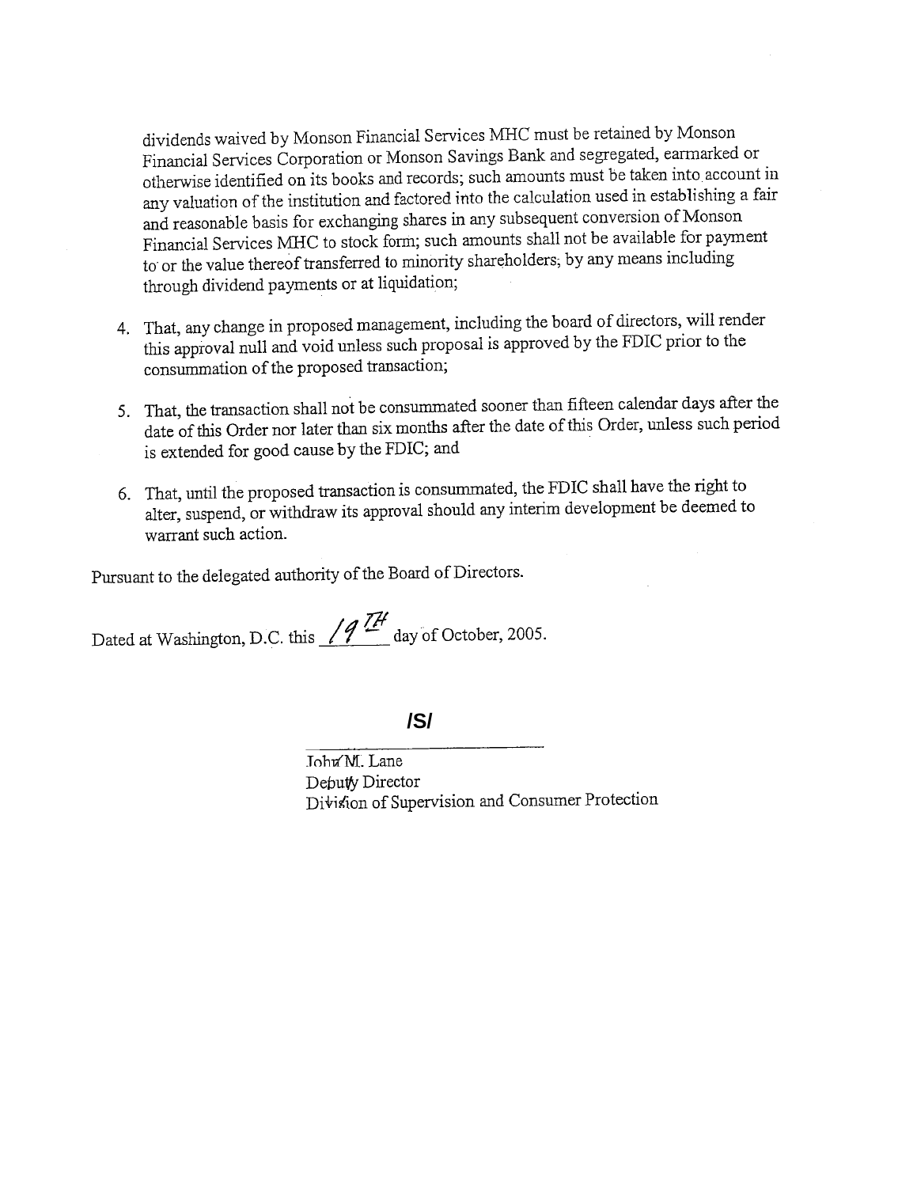dividends waived by Monson Financial Services MHC must be retained by Monson Financial Services Corporation or Monson Savings Bank and segregated, earmarked or otherwise identified on its books and records; such amounts must be taken into account in any valuation of the institution and factored into the calculation used in establishing a fair and reasonable basis for exchanging shares in any subsequent conversion of Monson Financial Services MHC to stock form; such amounts shall not be available for payment to or the value thereof transferred to minority shareholders, by any means including through dividend payments or at liquidation;

4. That, any change in proposed management, including the board of directors, will render this approval null and void unless such proposal is approved by the FDIC prior to the consummation of the proposed transaction;

5. That, the transaction shall not be consummated sooner than fifteen calendar days after the date of this Order nor later than six months after the date of this Order, unless such period is extended for good cause by the FDIC; and

6. That, until the proposed transaction is consummated, the FDIC shall have the right to alter, suspend, or withdraw its approval should any interim development be deemed to warrant such action.

Pursuant to the delegated authority of the Board of Directors.

Dated at Washington, D.C. this 19TH day of October, 2005.

/S/

John M. Lane
Deputy Director
Division of Supervision and Consumer Protection